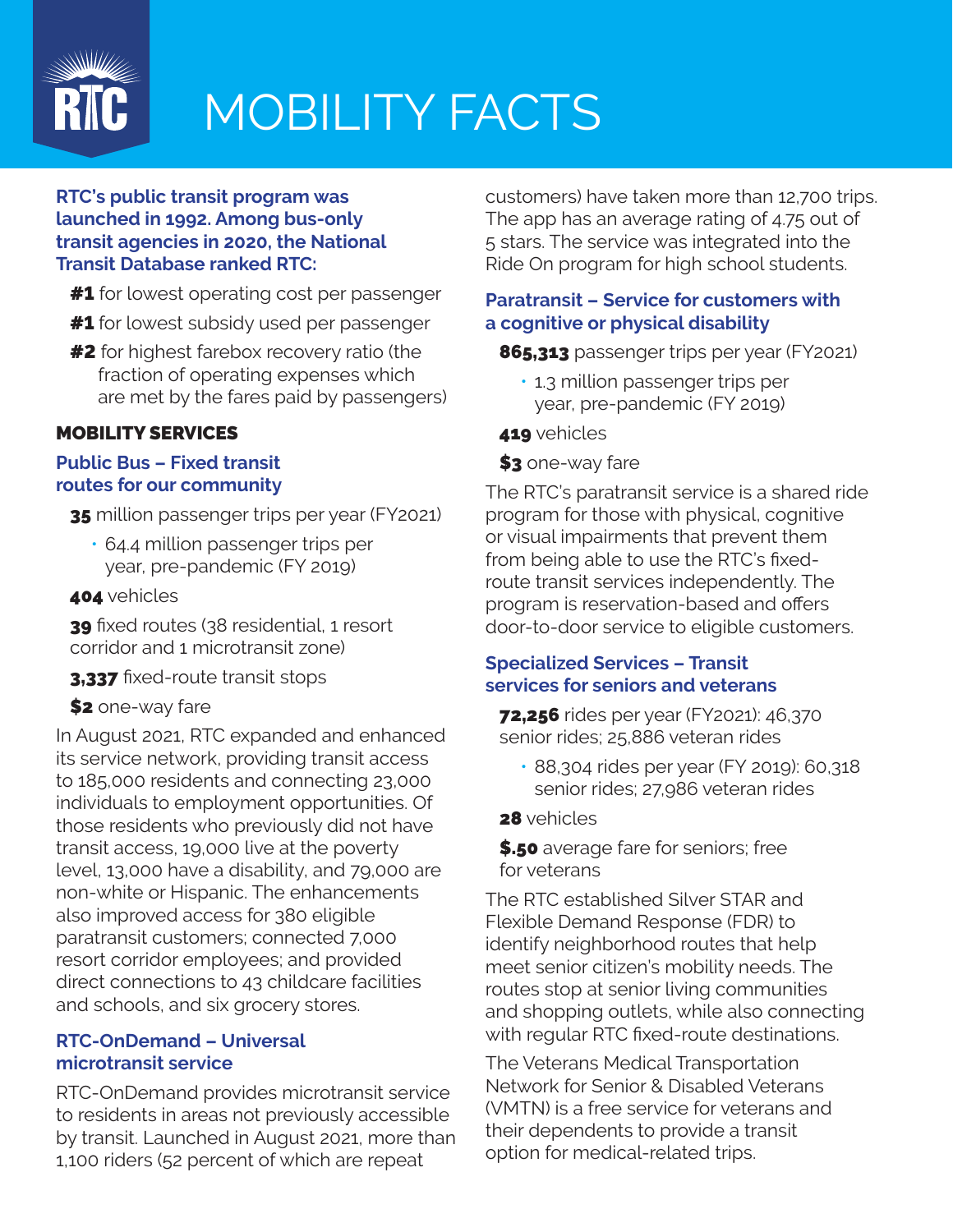# MOBILITY FACTS

**RTC's public transit program was launched in 1992. Among bus-only transit agencies in 2020, the National Transit Database ranked RTC:**

- **#1** for lowest operating cost per passenger
- **#1** for lowest subsidy used per passenger
- **#2** for highest farebox recovery ratio (the fraction of operating expenses which are met by the fares paid by passengers)

## MOBILITY SERVICES

### Public Bus – Fixed transit routes for our community

**35** million passenger trips per year (FY2021)

- 64.4 million passenger trips per year, pre-pandemic (FY 2019)

**404** vehicles

**39** fixed routes (38 residential, 1 resort corridor and 1 microtransit zone)

**3,337** fixed-route transit stops

**$2** one-way fare

In August 2021, RTC expanded and enhanced its service network, providing transit access to 185,000 residents and connecting 23,000 individuals to employment opportunities. Of those residents who previously did not have transit access, 19,000 live at the poverty level, 13,000 have a disability, and 79,000 are non-white or Hispanic. The enhancements also improved access for 380 eligible paratransit customers; connected 7,000 resort corridor employees; and provided direct connections to 43 childcare facilities and schools, and six grocery stores.

### RTC-OnDemand – Universal microtransit service

RTC-OnDemand provides microtransit service to residents in areas not previously accessible by transit. Launched in August 2021, more than 1,100 riders (52 percent of which are repeat customers) have taken more than 12,700 trips. The app has an average rating of 4.75 out of 5 stars. The service was integrated into the Ride On program for high school students.

### Paratransit – Service for customers with a cognitive or physical disability

**865,313** passenger trips per year (FY2021)

- 1.3 million passenger trips per year, pre-pandemic (FY 2019)

**419** vehicles

**$3** one-way fare

The RTC's paratransit service is a shared ride program for those with physical, cognitive or visual impairments that prevent them from being able to use the RTC's fixed-route transit services independently. The program is reservation-based and offers door-to-door service to eligible customers.

### Specialized Services – Transit services for seniors and veterans

**72,256** rides per year (FY2021): 46,370 senior rides; 25,886 veteran rides

- 88,304 rides per year (FY 2019): 60,318 senior rides; 27,986 veteran rides

**28** vehicles

**$.50** average fare for seniors; free for veterans

The RTC established Silver STAR and Flexible Demand Response (FDR) to identify neighborhood routes that help meet senior citizen's mobility needs. The routes stop at senior living communities and shopping outlets, while also connecting with regular RTC fixed-route destinations.

The Veterans Medical Transportation Network for Senior & Disabled Veterans (VMTN) is a free service for veterans and their dependents to provide a transit option for medical-related trips.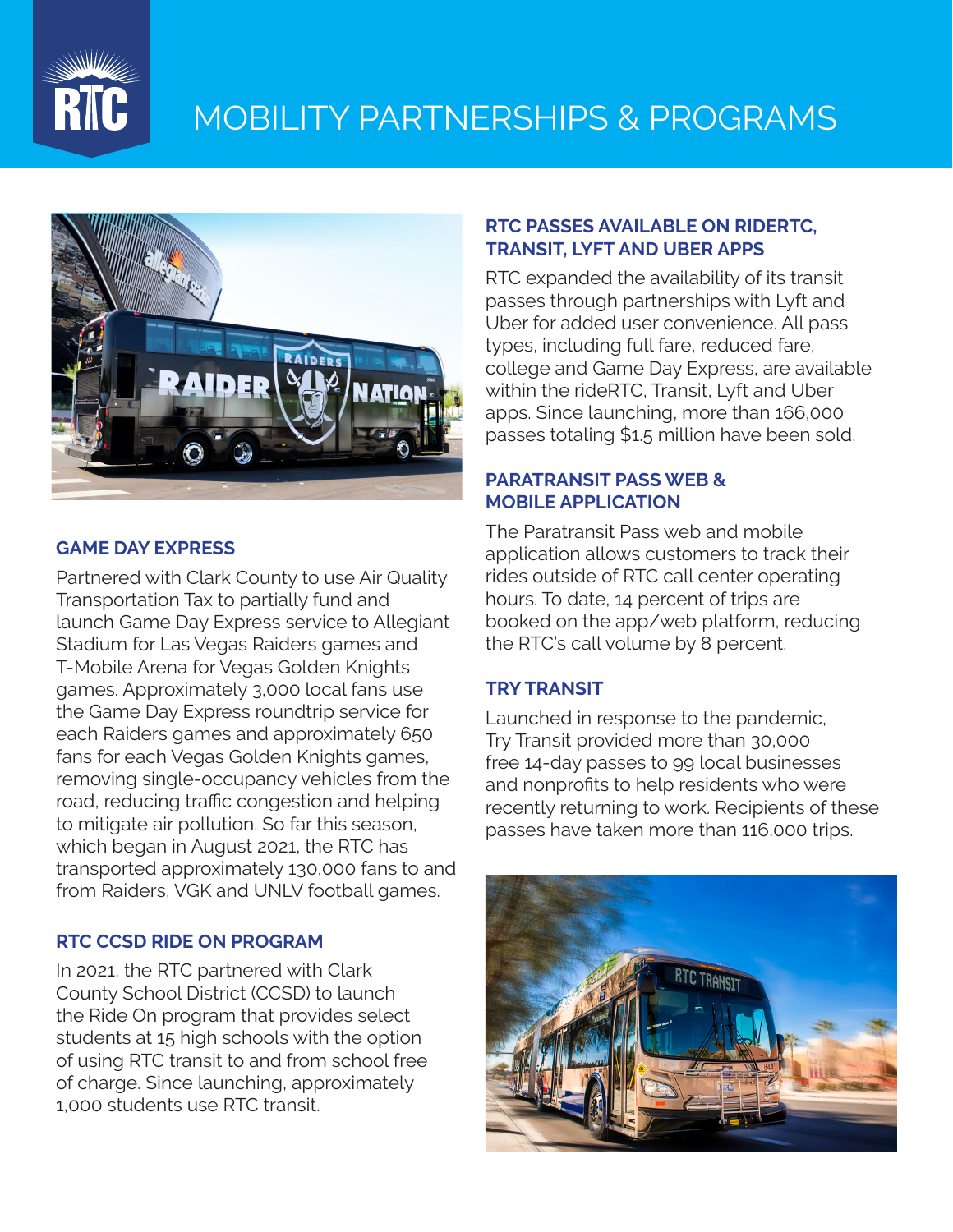# MOBILITY PARTNERSHIPS & PROGRAMS

### GAME DAY EXPRESS

Partnered with Clark County to use Air Quality Transportation Tax to partially fund and launch Game Day Express service to Allegiant Stadium for Las Vegas Raiders games and T-Mobile Arena for Vegas Golden Knights games. Approximately 3,000 local fans use the Game Day Express roundtrip service for each Raiders games and approximately 650 fans for each Vegas Golden Knights games, removing single-occupancy vehicles from the road, reducing traffic congestion and helping to mitigate air pollution. So far this season, which began in August 2021, the RTC has transported approximately 130,000 fans to and from Raiders, VGK and UNLV football games.

### RTC CCSD RIDE ON PROGRAM

In 2021, the RTC partnered with Clark County School District (CCSD) to launch the Ride On program that provides select students at 15 high schools with the option of using RTC transit to and from school free of charge. Since launching, approximately 1,000 students use RTC transit.

### RTC PASSES AVAILABLE ON RIDERTC, TRANSIT, LYFT AND UBER APPS

RTC expanded the availability of its transit passes through partnerships with Lyft and Uber for added user convenience. All pass types, including full fare, reduced fare, college and Game Day Express, are available within the rideRTC, Transit, Lyft and Uber apps. Since launching, more than 166,000 passes totaling $1.5 million have been sold.

### PARATRANSIT PASS WEB & MOBILE APPLICATION

The Paratransit Pass web and mobile application allows customers to track their rides outside of RTC call center operating hours. To date, 14 percent of trips are booked on the app/web platform, reducing the RTC's call volume by 8 percent.

### TRY TRANSIT

Launched in response to the pandemic, Try Transit provided more than 30,000 free 14-day passes to 99 local businesses and nonprofits to help residents who were recently returning to work. Recipients of these passes have taken more than 116,000 trips.